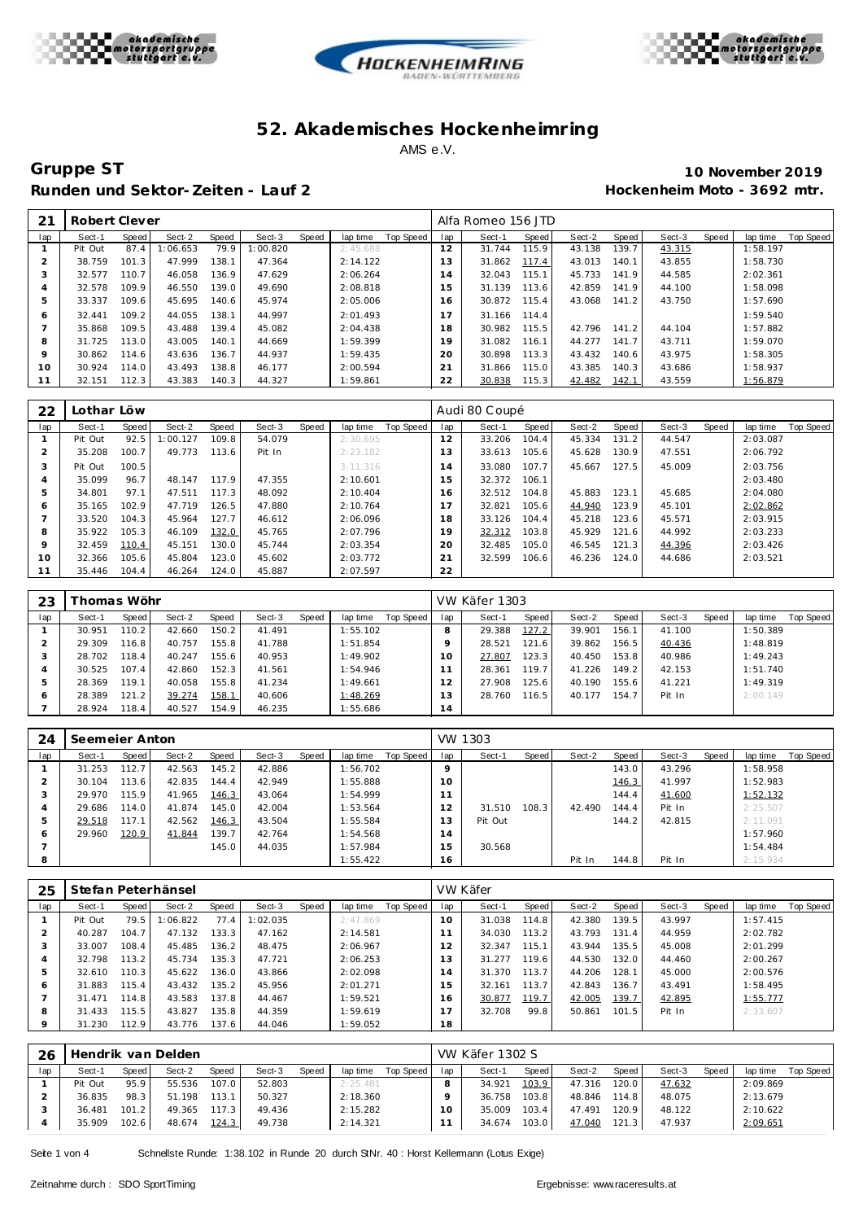# 52. Akademisches Hockenheimring

AMS e.V.

**Gruppe ST** — **10 November 2019**

**Runden und Sektor-Zeiten - Lauf 2** — **Hockenheim Moto - 3692 mtr.**

| 21 | Robert Clever | | | | | | | | Alfa Romeo 156 JTD | | | | | | | | | |
|---|---|---|---|---|---|---|---|---|---|---|---|---|---|---|---|---|---|---|
| lap | Sect-1 | Speed | Sect-2 | Speed | Sect-3 | Speed | lap time | Top Speed | lap | Sect-1 | Speed | Sect-2 | Speed | Sect-3 | Speed | lap time | Top Speed |
| 1 | Pit Out | 87.4 | 1:06.653 | 79.9 | 1:00.820 | | 2:45.688 | | 12 | 31.744 | 115.9 | 43.138 | 139.7 | 43.315 | | 1:58.197 | |
| 2 | 38.759 | 101.3 | 47.999 | 138.1 | 47.364 | | 2:14.122 | | 13 | 31.862 | 117.4 | 43.013 | 140.1 | 43.855 | | 1:58.730 | |
| 3 | 32.577 | 110.7 | 46.058 | 136.9 | 47.629 | | 2:06.264 | | 14 | 32.043 | 115.1 | 45.733 | 141.9 | 44.585 | | 2:02.361 | |
| 4 | 32.578 | 109.9 | 46.550 | 139.0 | 49.690 | | 2:08.818 | | 15 | 31.139 | 113.6 | 42.859 | 141.9 | 44.100 | | 1:58.098 | |
| 5 | 33.337 | 109.6 | 45.695 | 140.6 | 45.974 | | 2:05.006 | | 16 | 30.872 | 115.4 | 43.068 | 141.2 | 43.750 | | 1:57.690 | |
| 6 | 32.441 | 109.2 | 44.055 | 138.1 | 44.997 | | 2:01.493 | | 17 | 31.166 | 114.4 | | | | | 1:59.540 | |
| 7 | 35.868 | 109.5 | 43.488 | 139.4 | 45.082 | | 2:04.438 | | 18 | 30.982 | 115.5 | 42.796 | 141.2 | 44.104 | | 1:57.882 | |
| 8 | 31.725 | 113.0 | 43.005 | 140.1 | 44.669 | | 1:59.399 | | 19 | 31.082 | 116.1 | 44.277 | 141.7 | 43.711 | | 1:59.070 | |
| 9 | 30.862 | 114.6 | 43.636 | 136.7 | 44.937 | | 1:59.435 | | 20 | 30.898 | 113.3 | 43.432 | 140.6 | 43.975 | | 1:58.305 | |
| 10 | 30.924 | 114.0 | 43.493 | 138.8 | 46.177 | | 2:00.594 | | 21 | 31.866 | 115.0 | 43.385 | 140.3 | 43.686 | | 1:58.937 | |
| 11 | 32.151 | 112.3 | 43.383 | 140.3 | 44.327 | | 1:59.861 | | 22 | 30.838 | 115.3 | 42.482 | 142.1 | 43.559 | | 1:56.879 | |

| 22 | Lothar Löw | | | | | | | | Audi 80 Coupé | | | | | | | | | |
|---|---|---|---|---|---|---|---|---|---|---|---|---|---|---|---|---|---|---|
| lap | Sect-1 | Speed | Sect-2 | Speed | Sect-3 | Speed | lap time | Top Speed | lap | Sect-1 | Speed | Sect-2 | Speed | Sect-3 | Speed | lap time | Top Speed |
| 1 | Pit Out | 92.5 | 1:00.127 | 109.8 | 54.079 | | 2:30.695 | | 12 | 33.206 | 104.4 | 45.334 | 131.2 | 44.547 | | 2:03.087 | |
| 2 | 35.208 | 100.7 | 49.773 | 113.6 | Pit In | | 2:23.182 | | 13 | 33.613 | 105.6 | 45.628 | 130.9 | 47.551 | | 2:06.792 | |
| 3 | Pit Out | 100.5 | | | | | 3:11.316 | | 14 | 33.080 | 107.7 | 45.667 | 127.5 | 45.009 | | 2:03.756 | |
| 4 | 35.099 | 96.7 | 48.147 | 117.9 | 47.355 | | 2:10.601 | | 15 | 32.372 | 106.1 | | | | | 2:03.480 | |
| 5 | 34.801 | 97.1 | 47.511 | 117.3 | 48.092 | | 2:10.404 | | 16 | 32.512 | 104.8 | 45.883 | 123.1 | 45.685 | | 2:04.080 | |
| 6 | 35.165 | 102.9 | 47.719 | 126.5 | 47.880 | | 2:10.764 | | 17 | 32.821 | 105.6 | 44.940 | 123.9 | 45.101 | | 2:02.862 | |
| 7 | 33.520 | 104.3 | 45.964 | 127.7 | 46.612 | | 2:06.096 | | 18 | 33.126 | 104.4 | 45.218 | 123.6 | 45.571 | | 2:03.915 | |
| 8 | 35.922 | 105.3 | 46.109 | 132.0 | 45.765 | | 2:07.796 | | 19 | 32.312 | 103.8 | 45.929 | 121.6 | 44.992 | | 2:03.233 | |
| 9 | 32.459 | 110.4 | 45.151 | 130.0 | 45.744 | | 2:03.354 | | 20 | 32.485 | 105.0 | 46.545 | 121.3 | 44.396 | | 2:03.426 | |
| 10 | 32.366 | 105.6 | 45.804 | 123.0 | 45.602 | | 2:03.772 | | 21 | 32.599 | 106.6 | 46.236 | 124.0 | 44.686 | | 2:03.521 | |
| 11 | 35.446 | 104.4 | 46.264 | 124.0 | 45.887 | | 2:07.597 | | 22 | | | | | | | | |

| 23 | Thomas Wöhr | | | | | | | | VW Käfer 1303 | | | | | | | | | |
|---|---|---|---|---|---|---|---|---|---|---|---|---|---|---|---|---|---|---|
| lap | Sect-1 | Speed | Sect-2 | Speed | Sect-3 | Speed | lap time | Top Speed | lap | Sect-1 | Speed | Sect-2 | Speed | Sect-3 | Speed | lap time | Top Speed |
| 1 | 30.951 | 110.2 | 42.660 | 150.2 | 41.491 | | 1:55.102 | | 8 | 29.388 | 127.2 | 39.901 | 156.1 | 41.100 | | 1:50.389 | |
| 2 | 29.309 | 116.8 | 40.757 | 155.8 | 41.788 | | 1:51.854 | | 9 | 28.521 | 121.6 | 39.862 | 156.5 | 40.436 | | 1:48.819 | |
| 3 | 28.702 | 118.4 | 40.247 | 155.6 | 40.953 | | 1:49.902 | | 10 | 27.807 | 123.3 | 40.450 | 153.8 | 40.986 | | 1:49.243 | |
| 4 | 30.525 | 107.4 | 42.860 | 152.3 | 41.561 | | 1:54.946 | | 11 | 28.361 | 119.7 | 41.226 | 149.2 | 42.153 | | 1:51.740 | |
| 5 | 28.369 | 119.1 | 40.058 | 155.8 | 41.234 | | 1:49.661 | | 12 | 27.908 | 125.6 | 40.190 | 155.6 | 41.221 | | 1:49.319 | |
| 6 | 28.389 | 121.2 | 39.274 | 158.1 | 40.606 | | 1:48.269 | | 13 | 28.760 | 116.5 | 40.177 | 154.7 | Pit In | | 2:00.149 | |
| 7 | 28.924 | 118.4 | 40.527 | 154.9 | 46.235 | | 1:55.686 | | 14 | | | | | | | | |

| 24 | Seemeier Anton | | | | | | | | VW 1303 | | | | | | | | | |
|---|---|---|---|---|---|---|---|---|---|---|---|---|---|---|---|---|---|---|
| lap | Sect-1 | Speed | Sect-2 | Speed | Sect-3 | Speed | lap time | Top Speed | lap | Sect-1 | Speed | Sect-2 | Speed | Sect-3 | Speed | lap time | Top Speed |
| 1 | 31.253 | 112.7 | 42.563 | 145.2 | 42.886 | | 1:56.702 | | 9 | | | | 143.0 | 43.296 | | 1:58.958 | |
| 2 | 30.104 | 113.6 | 42.835 | 144.4 | 42.949 | | 1:55.888 | | 10 | | | | 146.3 | 41.997 | | 1:52.983 | |
| 3 | 29.970 | 115.9 | 41.965 | 146.3 | 43.064 | | 1:54.999 | | 11 | | | | 144.4 | 41.600 | | 1:52.132 | |
| 4 | 29.686 | 114.0 | 41.874 | 145.0 | 42.004 | | 1:53.564 | | 12 | 31.510 | 108.3 | 42.490 | 144.4 | Pit In | | 2:25.507 | |
| 5 | 29.518 | 117.1 | 42.562 | 146.3 | 43.504 | | 1:55.584 | | 13 | Pit Out | | | 144.2 | 42.815 | | 2:11.091 | |
| 6 | 29.960 | 120.9 | 41.844 | 139.7 | 42.764 | | 1:54.568 | | 14 | | | | | | | 1:57.960 | |
| 7 | | | | 145.0 | 44.035 | | 1:57.984 | | 15 | 30.568 | | | | | | 1:54.484 | |
| 8 | | | | | | | 1:55.422 | | 16 | | | Pit In | 144.8 | Pit In | | 2:15.934 | |

| 25 | Stefan Peterhänsel | | | | | | | | VW Käfer | | | | | | | | | |
|---|---|---|---|---|---|---|---|---|---|---|---|---|---|---|---|---|---|---|
| lap | Sect-1 | Speed | Sect-2 | Speed | Sect-3 | Speed | lap time | Top Speed | lap | Sect-1 | Speed | Sect-2 | Speed | Sect-3 | Speed | lap time | Top Speed |
| 1 | Pit Out | 79.5 | 1:06.822 | 77.4 | 1:02.035 | | 2:47.869 | | 10 | 31.038 | 114.8 | 42.380 | 139.5 | 43.997 | | 1:57.415 | |
| 2 | 40.287 | 104.7 | 47.132 | 133.3 | 47.162 | | 2:14.581 | | 11 | 34.030 | 113.2 | 43.793 | 131.4 | 44.959 | | 2:02.782 | |
| 3 | 33.007 | 108.4 | 45.485 | 136.2 | 48.475 | | 2:06.967 | | 12 | 32.347 | 115.1 | 43.944 | 135.5 | 45.008 | | 2:01.299 | |
| 4 | 32.798 | 113.2 | 45.734 | 135.3 | 47.721 | | 2:06.253 | | 13 | 31.277 | 119.6 | 44.530 | 132.0 | 44.460 | | 2:00.267 | |
| 5 | 32.610 | 110.3 | 45.622 | 136.0 | 43.866 | | 2:02.098 | | 14 | 31.370 | 113.7 | 44.206 | 128.1 | 45.000 | | 2:00.576 | |
| 6 | 31.883 | 115.4 | 43.432 | 135.2 | 45.956 | | 2:01.271 | | 15 | 32.161 | 113.7 | 42.843 | 136.7 | 43.491 | | 1:58.495 | |
| 7 | 31.471 | 114.8 | 43.583 | 137.8 | 44.467 | | 1:59.521 | | 16 | 30.877 | 119.7 | 42.005 | 139.7 | 42.895 | | 1:55.777 | |
| 8 | 31.433 | 115.5 | 43.827 | 135.8 | 44.359 | | 1:59.619 | | 17 | 32.708 | 99.8 | 50.861 | 101.5 | Pit In | | 2:33.607 | |
| 9 | 31.230 | 112.9 | 43.776 | 137.6 | 44.046 | | 1:59.052 | | 18 | | | | | | | | |

| 26 | Hendrik van Delden | | | | | | | | VW Käfer 1302 S | | | | | | | | | |
|---|---|---|---|---|---|---|---|---|---|---|---|---|---|---|---|---|---|---|
| lap | Sect-1 | Speed | Sect-2 | Speed | Sect-3 | Speed | lap time | Top Speed | lap | Sect-1 | Speed | Sect-2 | Speed | Sect-3 | Speed | lap time | Top Speed |
| 1 | Pit Out | 95.9 | 55.536 | 107.0 | 52.803 | | 2:25.481 | | 8 | 34.921 | 103.9 | 47.316 | 120.0 | 47.632 | | 2:09.869 | |
| 2 | 36.835 | 98.3 | 51.198 | 113.1 | 50.327 | | 2:18.360 | | 9 | 36.758 | 103.8 | 48.846 | 114.8 | 48.075 | | 2:13.679 | |
| 3 | 36.481 | 101.2 | 49.365 | 117.3 | 49.436 | | 2:15.282 | | 10 | 35.009 | 103.4 | 47.491 | 120.9 | 48.122 | | 2:10.622 | |
| 4 | 35.909 | 102.6 | 48.674 | 124.3 | 49.738 | | 2:14.321 | | 11 | 34.674 | 103.0 | 47.040 | 121.3 | 47.937 | | 2:09.651 | |

Schnellste Runde: 1:38.102 in Runde 20 durch StNr. 40 : Horst Kellermann (Lotus Exige)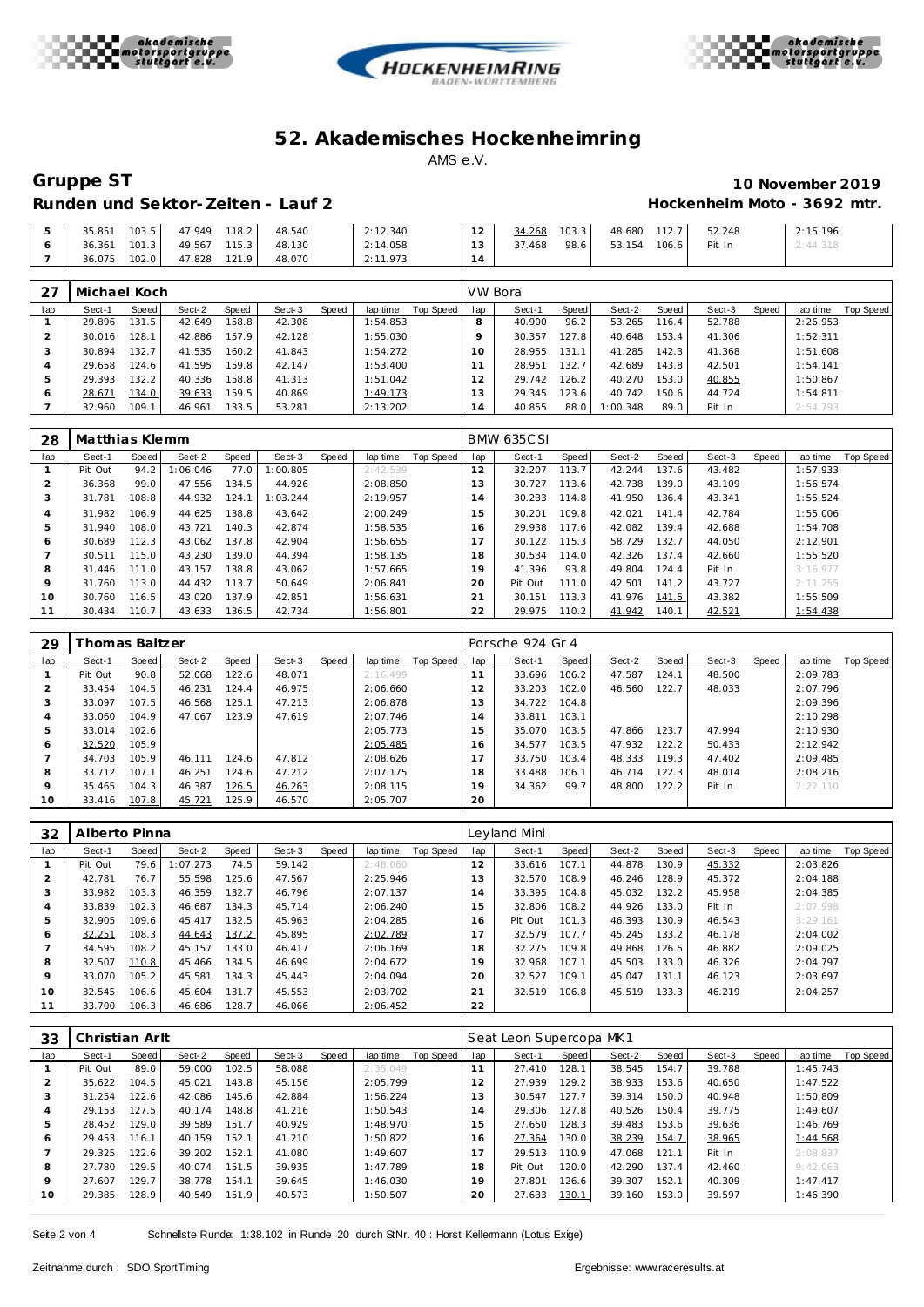# 52. Akademisches Hockenheimring

AMS e.V.

## Gruppe ST

**10 November 2019**

### Runden und Sektor-Zeiten - Lauf 2

**Hockenheim Moto - 3692 mtr.**

| lap | Sect-1 | Speed | Sect-2 | Speed | Sect-3 | Speed | lap time | Top Speed | lap | Sect-1 | Speed | Sect-2 | Speed | Sect-3 | Speed | lap time | Top Speed |
|---|---|---|---|---|---|---|---|---|---|---|---|---|---|---|---|---|---|
| 5 | 35.851 | 103.5 | 47.949 | 118.2 | 48.540 | | 2:12.340 | | 12 | 34.268 | 103.3 | 48.680 | 112.7 | 52.248 | | 2:15.196 | |
| 6 | 36.361 | 101.3 | 49.567 | 115.3 | 48.130 | | 2:14.058 | | 13 | 37.468 | 98.6 | 53.154 | 106.6 | Pit In | | 2:44.318 | |
| 7 | 36.075 | 102.0 | 47.828 | 121.9 | 48.070 | | 2:11.973 | | 14 | | | | | | | | |

| 27 | Michael Koch | | | | | | | | VW Bora | | | | | | | | |
|---|---|---|---|---|---|---|---|---|---|---|---|---|---|---|---|---|---|
| lap | Sect-1 | Speed | Sect-2 | Speed | Sect-3 | Speed | lap time | Top Speed | lap | Sect-1 | Speed | Sect-2 | Speed | Sect-3 | Speed | lap time | Top Speed |
| 1 | 29.896 | 131.5 | 42.649 | 158.8 | 42.308 | | 1:54.853 | | 8 | 40.900 | 96.2 | 53.265 | 116.4 | 52.788 | | 2:26.953 | |
| 2 | 30.016 | 128.1 | 42.886 | 157.9 | 42.128 | | 1:55.030 | | 9 | 30.357 | 127.8 | 40.648 | 153.4 | 41.306 | | 1:52.311 | |
| 3 | 30.894 | 132.7 | 41.535 | 160.2 | 41.843 | | 1:54.272 | | 10 | 28.955 | 131.1 | 41.285 | 142.3 | 41.368 | | 1:51.608 | |
| 4 | 29.658 | 124.6 | 41.595 | 159.8 | 42.147 | | 1:53.400 | | 11 | 28.951 | 132.7 | 42.689 | 143.8 | 42.501 | | 1:54.141 | |
| 5 | 29.393 | 132.2 | 40.336 | 158.8 | 41.313 | | 1:51.042 | | 12 | 29.742 | 126.2 | 40.270 | 153.0 | 40.855 | | 1:50.867 | |
| 6 | 28.671 | 134.0 | 39.633 | 159.5 | 40.869 | | 1:49.173 | | 13 | 29.345 | 123.6 | 40.742 | 150.6 | 44.724 | | 1:54.811 | |
| 7 | 32.960 | 109.1 | 46.961 | 133.5 | 53.281 | | 2:13.202 | | 14 | 40.855 | 88.0 | 1:00.348 | 89.0 | Pit In | | 2:54.793 | |

| 28 | Matthias Klemm | | | | | | | | BMW 635CSI | | | | | | | | |
|---|---|---|---|---|---|---|---|---|---|---|---|---|---|---|---|---|---|
| lap | Sect-1 | Speed | Sect-2 | Speed | Sect-3 | Speed | lap time | Top Speed | lap | Sect-1 | Speed | Sect-2 | Speed | Sect-3 | Speed | lap time | Top Speed |
| 1 | Pit Out | 94.2 | 1:06.046 | 77.0 | 1:00.805 | | 2:42.539 | | 12 | 32.207 | 113.7 | 42.244 | 137.6 | 43.482 | | 1:57.933 | |
| 2 | 36.368 | 99.0 | 47.556 | 134.5 | 44.926 | | 2:08.850 | | 13 | 30.727 | 113.6 | 42.738 | 139.0 | 43.109 | | 1:56.574 | |
| 3 | 31.781 | 108.8 | 44.932 | 124.1 | 1:03.244 | | 2:19.957 | | 14 | 30.233 | 114.8 | 41.950 | 136.4 | 43.341 | | 1:55.524 | |
| 4 | 31.982 | 106.9 | 44.625 | 138.8 | 43.642 | | 2:00.249 | | 15 | 30.201 | 109.8 | 42.021 | 141.4 | 42.784 | | 1:55.006 | |
| 5 | 31.940 | 108.0 | 43.721 | 140.3 | 42.874 | | 1:58.535 | | 16 | 29.938 | 117.6 | 42.082 | 139.4 | 42.688 | | 1:54.708 | |
| 6 | 30.689 | 112.3 | 43.062 | 137.8 | 42.904 | | 1:56.655 | | 17 | 30.122 | 115.3 | 58.729 | 132.7 | 44.050 | | 2:12.901 | |
| 7 | 30.511 | 115.0 | 43.230 | 139.0 | 44.394 | | 1:58.135 | | 18 | 30.534 | 114.0 | 42.326 | 137.4 | 42.660 | | 1:55.520 | |
| 8 | 31.446 | 111.0 | 43.157 | 138.8 | 43.062 | | 1:57.665 | | 19 | 41.396 | 93.8 | 49.804 | 124.4 | Pit In | | 3:16.977 | |
| 9 | 31.760 | 113.0 | 44.432 | 113.7 | 50.649 | | 2:06.841 | | 20 | Pit Out | 111.0 | 42.501 | 141.2 | 43.727 | | 2:11.255 | |
| 10 | 30.760 | 116.5 | 43.020 | 137.9 | 42.851 | | 1:56.631 | | 21 | 30.151 | 113.3 | 41.976 | 141.5 | 43.382 | | 1:55.509 | |
| 11 | 30.434 | 110.7 | 43.633 | 136.5 | 42.734 | | 1:56.801 | | 22 | 29.975 | 110.2 | 41.942 | 140.1 | 42.521 | | 1:54.438 | |

| 29 | Thomas Baltzer | | | | | | | | Porsche 924 Gr 4 | | | | | | | | |
|---|---|---|---|---|---|---|---|---|---|---|---|---|---|---|---|---|---|
| lap | Sect-1 | Speed | Sect-2 | Speed | Sect-3 | Speed | lap time | Top Speed | lap | Sect-1 | Speed | Sect-2 | Speed | Sect-3 | Speed | lap time | Top Speed |
| 1 | Pit Out | 90.8 | 52.068 | 122.6 | 48.071 | | 2:16.499 | | 11 | 33.696 | 106.2 | 47.587 | 124.1 | 48.500 | | 2:09.783 | |
| 2 | 33.454 | 104.5 | 46.231 | 124.4 | 46.975 | | 2:06.660 | | 12 | 33.203 | 102.0 | 46.560 | 122.7 | 48.033 | | 2:07.796 | |
| 3 | 33.097 | 107.5 | 46.568 | 125.1 | 47.213 | | 2:06.878 | | 13 | 34.722 | 104.8 | | | | | 2:09.396 | |
| 4 | 33.060 | 104.9 | 47.067 | 123.9 | 47.619 | | 2:07.746 | | 14 | 33.811 | 103.1 | | | | | 2:10.298 | |
| 5 | 33.014 | 102.6 | | | | | 2:05.773 | | 15 | 35.070 | 103.5 | 47.866 | 123.7 | 47.994 | | 2:10.930 | |
| 6 | 32.520 | 105.9 | | | | | 2:05.485 | | 16 | 34.577 | 103.5 | 47.932 | 122.2 | 50.433 | | 2:12.942 | |
| 7 | 34.703 | 105.9 | 46.111 | 124.6 | 47.812 | | 2:08.626 | | 17 | 33.750 | 103.4 | 48.333 | 119.3 | 47.402 | | 2:09.485 | |
| 8 | 33.712 | 107.1 | 46.251 | 124.6 | 47.212 | | 2:07.175 | | 18 | 33.488 | 106.1 | 46.714 | 122.3 | 48.014 | | 2:08.216 | |
| 9 | 35.465 | 104.3 | 46.387 | 126.5 | 46.263 | | 2:08.115 | | 19 | 34.362 | 99.7 | 48.800 | 122.2 | Pit In | | 2:22.110 | |
| 10 | 33.416 | 107.8 | 45.721 | 125.9 | 46.570 | | 2:05.707 | | 20 | | | | | | | | |

| 32 | Alberto Pinna | | | | | | | | Leyland Mini | | | | | | | | |
|---|---|---|---|---|---|---|---|---|---|---|---|---|---|---|---|---|---|
| lap | Sect-1 | Speed | Sect-2 | Speed | Sect-3 | Speed | lap time | Top Speed | lap | Sect-1 | Speed | Sect-2 | Speed | Sect-3 | Speed | lap time | Top Speed |
| 1 | Pit Out | 79.6 | 1:07.273 | 74.5 | 59.142 | | 2:48.060 | | 12 | 33.616 | 107.1 | 44.878 | 130.9 | 45.332 | | 2:03.826 | |
| 2 | 42.781 | 76.7 | 55.598 | 125.6 | 47.567 | | 2:25.946 | | 13 | 32.570 | 108.9 | 46.246 | 128.9 | 45.372 | | 2:04.188 | |
| 3 | 33.982 | 103.3 | 46.359 | 132.7 | 46.796 | | 2:07.137 | | 14 | 33.395 | 104.8 | 45.032 | 132.2 | 45.958 | | 2:04.385 | |
| 4 | 33.839 | 102.3 | 46.687 | 134.3 | 45.714 | | 2:06.240 | | 15 | 32.806 | 108.2 | 44.926 | 133.0 | Pit In | | 2:07.998 | |
| 5 | 32.905 | 109.6 | 45.417 | 132.5 | 45.963 | | 2:04.285 | | 16 | Pit Out | 101.3 | 46.393 | 130.9 | 46.543 | | 3:29.161 | |
| 6 | 32.251 | 108.3 | 44.643 | 137.2 | 45.895 | | 2:02.789 | | 17 | 32.579 | 107.7 | 45.245 | 133.2 | 46.178 | | 2:04.002 | |
| 7 | 34.595 | 108.2 | 45.157 | 133.0 | 46.417 | | 2:06.169 | | 18 | 32.275 | 109.8 | 49.868 | 126.5 | 46.882 | | 2:09.025 | |
| 8 | 32.507 | 110.8 | 45.466 | 134.5 | 46.699 | | 2:04.672 | | 19 | 32.968 | 107.1 | 45.503 | 133.0 | 46.326 | | 2:04.797 | |
| 9 | 33.070 | 105.2 | 45.581 | 134.3 | 45.443 | | 2:04.094 | | 20 | 32.527 | 109.1 | 45.047 | 131.1 | 46.123 | | 2:03.697 | |
| 10 | 32.545 | 106.6 | 45.604 | 131.7 | 45.553 | | 2:03.702 | | 21 | 32.519 | 106.8 | 45.519 | 133.3 | 46.219 | | 2:04.257 | |
| 11 | 33.700 | 106.3 | 46.686 | 128.7 | 46.066 | | 2:06.452 | | 22 | | | | | | | | |

| 33 | Christian Arlt | | | | | | | | Seat Leon Supercopa MK1 | | | | | | | | |
|---|---|---|---|---|---|---|---|---|---|---|---|---|---|---|---|---|---|
| lap | Sect-1 | Speed | Sect-2 | Speed | Sect-3 | Speed | lap time | Top Speed | lap | Sect-1 | Speed | Sect-2 | Speed | Sect-3 | Speed | lap time | Top Speed |
| 1 | Pit Out | 89.0 | 59.000 | 102.5 | 58.088 | | 2:35.049 | | 11 | 27.410 | 128.1 | 38.545 | 154.7 | 39.788 | | 1:45.743 | |
| 2 | 35.622 | 104.5 | 45.021 | 143.8 | 45.156 | | 2:05.799 | | 12 | 27.939 | 129.2 | 38.933 | 153.6 | 40.650 | | 1:47.522 | |
| 3 | 31.254 | 122.6 | 42.086 | 145.6 | 42.884 | | 1:56.224 | | 13 | 30.547 | 127.7 | 39.314 | 150.0 | 40.948 | | 1:50.809 | |
| 4 | 29.153 | 127.5 | 40.174 | 148.8 | 41.216 | | 1:50.543 | | 14 | 29.306 | 127.8 | 40.526 | 150.4 | 39.775 | | 1:49.607 | |
| 5 | 28.452 | 129.0 | 39.589 | 151.7 | 40.929 | | 1:48.970 | | 15 | 27.650 | 128.3 | 39.483 | 153.6 | 39.636 | | 1:46.769 | |
| 6 | 29.453 | 116.1 | 40.159 | 152.1 | 41.210 | | 1:50.822 | | 16 | 27.364 | 130.0 | 38.239 | 154.7 | 38.965 | | 1:44.568 | |
| 7 | 29.325 | 122.6 | 39.202 | 152.1 | 41.080 | | 1:49.607 | | 17 | 29.513 | 110.9 | 47.068 | 121.1 | Pit In | | 2:08.837 | |
| 8 | 27.780 | 129.5 | 40.074 | 151.5 | 39.935 | | 1:47.789 | | 18 | Pit Out | 120.0 | 42.290 | 137.4 | 42.460 | | 9:42.063 | |
| 9 | 27.607 | 129.7 | 38.778 | 154.1 | 39.645 | | 1:46.030 | | 19 | 27.801 | 126.6 | 39.307 | 152.1 | 40.309 | | 1:47.417 | |
| 10 | 29.385 | 128.9 | 40.549 | 151.9 | 40.573 | | 1:50.507 | | 20 | 27.633 | 130.1 | 39.160 | 153.0 | 39.597 | | 1:46.390 | |

Schnellste Runde: 1:38.102 in Runde 20 durch StNr. 40 : Horst Kellermann (Lotus Exige)

Zeitnahme durch : SDO SportTiming

Ergebnisse: www.raceresults.at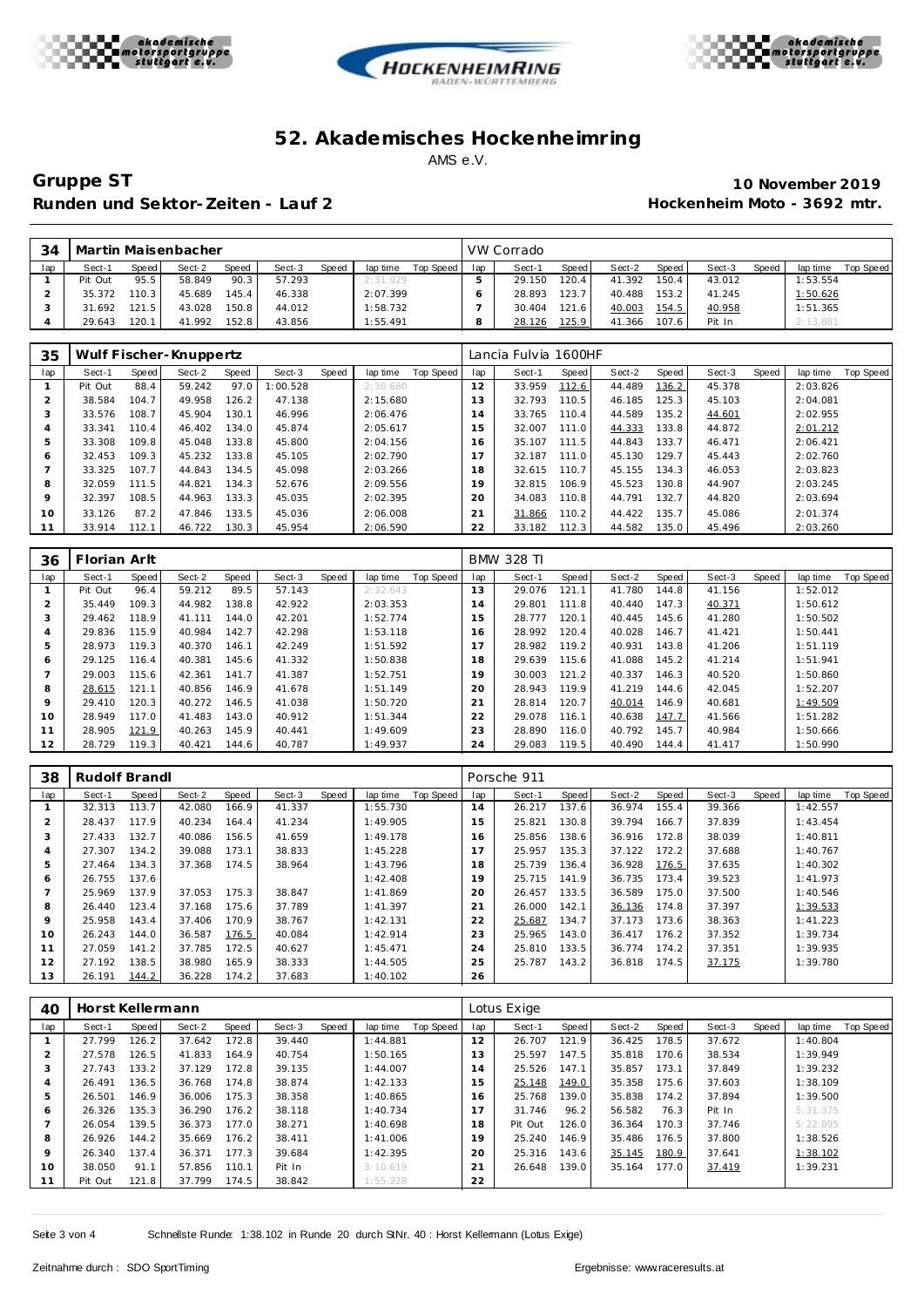# 52. Akademisches Hockenheimring

AMS e.V.

## Gruppe ST

**Runden und Sektor-Zeiten - Lauf 2**

**10 November 2019**

**Hockenheim Moto - 3692 mtr.**

| 34 | Martin Maisenbacher | | | | | | | | VW Corrado | | | | | | | | |
|---|---|---|---|---|---|---|---|---|---|---|---|---|---|---|---|---|---|
| lap | Sect-1 | Speed | Sect-2 | Speed | Sect-3 | Speed | lap time | Top Speed | lap | Sect-1 | Speed | Sect-2 | Speed | Sect-3 | Speed | lap time | Top Speed |
| 1 | Pit Out | 95.5 | 58.849 | 90.3 | 57.293 | | 2:31.929 | | 5 | 29.150 | 120.4 | 41.392 | 150.4 | 43.012 | | 1:53.554 | |
| 2 | 35.372 | 110.3 | 45.689 | 145.4 | 46.338 | | 2:07.399 | | 6 | 28.893 | 123.7 | 40.488 | 153.2 | 41.245 | | 1:50.626 | |
| 3 | 31.692 | 121.5 | 43.028 | 150.8 | 44.012 | | 1:58.732 | | 7 | 30.404 | 121.6 | 40.003 | 154.5 | 40.958 | | 1:51.365 | |
| 4 | 29.643 | 120.1 | 41.992 | 152.8 | 43.856 | | 1:55.491 | | 8 | 28.126 | 125.9 | 41.366 | 107.6 | Pit In | | 2:13.881 | |

| 35 | Wulf Fischer-Knuppertz | | | | | | | | Lancia Fulvia 1600HF | | | | | | | | |
|---|---|---|---|---|---|---|---|---|---|---|---|---|---|---|---|---|---|
| lap | Sect-1 | Speed | Sect-2 | Speed | Sect-3 | Speed | lap time | Top Speed | lap | Sect-1 | Speed | Sect-2 | Speed | Sect-3 | Speed | lap time | Top Speed |
| 1 | Pit Out | 88.4 | 59.242 | 97.0 | 1:00.528 | | 2:38.680 | | 12 | 33.959 | 112.6 | 44.489 | 136.2 | 45.378 | | 2:03.826 | |
| 2 | 38.584 | 104.7 | 49.958 | 126.2 | 47.138 | | 2:15.680 | | 13 | 32.793 | 110.5 | 46.185 | 125.3 | 45.103 | | 2:04.081 | |
| 3 | 33.576 | 108.7 | 45.904 | 130.1 | 46.996 | | 2:06.476 | | 14 | 33.765 | 110.4 | 44.589 | 135.2 | 44.601 | | 2:02.955 | |
| 4 | 33.341 | 110.4 | 46.402 | 134.0 | 45.874 | | 2:05.617 | | 15 | 32.007 | 111.0 | 44.333 | 133.8 | 44.872 | | 2:01.212 | |
| 5 | 33.308 | 109.8 | 45.048 | 133.8 | 45.800 | | 2:04.156 | | 16 | 35.107 | 111.5 | 44.843 | 133.7 | 46.471 | | 2:06.421 | |
| 6 | 32.453 | 109.3 | 45.232 | 133.8 | 45.105 | | 2:02.790 | | 17 | 32.187 | 111.0 | 45.130 | 129.7 | 45.443 | | 2:02.760 | |
| 7 | 33.325 | 107.7 | 44.843 | 134.5 | 45.098 | | 2:03.266 | | 18 | 32.615 | 110.7 | 45.155 | 134.3 | 46.053 | | 2:03.823 | |
| 8 | 32.059 | 111.5 | 44.821 | 134.3 | 52.676 | | 2:09.556 | | 19 | 32.815 | 106.9 | 45.523 | 130.8 | 44.907 | | 2:03.245 | |
| 9 | 32.397 | 108.5 | 44.963 | 133.3 | 45.035 | | 2:02.395 | | 20 | 34.083 | 110.8 | 44.791 | 132.7 | 44.820 | | 2:03.694 | |
| 10 | 33.126 | 87.2 | 47.846 | 133.5 | 45.036 | | 2:06.008 | | 21 | 31.866 | 110.2 | 44.422 | 135.7 | 45.086 | | 2:01.374 | |
| 11 | 33.914 | 112.1 | 46.722 | 130.3 | 45.954 | | 2:06.590 | | 22 | 33.182 | 112.3 | 44.582 | 135.0 | 45.496 | | 2:03.260 | |

| 36 | Florian Arlt | | | | | | | | BMW 328 Ti | | | | | | | | |
|---|---|---|---|---|---|---|---|---|---|---|---|---|---|---|---|---|---|
| lap | Sect-1 | Speed | Sect-2 | Speed | Sect-3 | Speed | lap time | Top Speed | lap | Sect-1 | Speed | Sect-2 | Speed | Sect-3 | Speed | lap time | Top Speed |
| 1 | Pit Out | 96.4 | 59.212 | 89.5 | 57.143 | | 2:32.643 | | 13 | 29.076 | 121.1 | 41.780 | 144.8 | 41.156 | | 1:52.012 | |
| 2 | 35.449 | 109.3 | 44.982 | 138.8 | 42.922 | | 2:03.353 | | 14 | 29.801 | 111.8 | 40.440 | 147.3 | 40.371 | | 1:50.612 | |
| 3 | 29.462 | 118.9 | 41.111 | 144.0 | 42.201 | | 1:52.774 | | 15 | 28.777 | 120.1 | 40.445 | 145.6 | 41.280 | | 1:50.502 | |
| 4 | 29.836 | 115.9 | 40.984 | 142.7 | 42.298 | | 1:53.118 | | 16 | 28.992 | 120.4 | 40.028 | 146.7 | 41.421 | | 1:50.441 | |
| 5 | 28.973 | 119.3 | 40.370 | 146.1 | 42.249 | | 1:51.592 | | 17 | 28.982 | 119.2 | 40.931 | 143.8 | 41.206 | | 1:51.119 | |
| 6 | 29.125 | 116.4 | 40.381 | 145.6 | 41.332 | | 1:50.838 | | 18 | 29.639 | 115.6 | 41.088 | 145.2 | 41.214 | | 1:51.941 | |
| 7 | 29.003 | 115.6 | 42.361 | 141.7 | 41.387 | | 1:52.751 | | 19 | 30.003 | 121.2 | 40.337 | 146.3 | 40.520 | | 1:50.860 | |
| 8 | 28.615 | 121.1 | 40.856 | 146.9 | 41.678 | | 1:51.149 | | 20 | 28.943 | 119.9 | 41.219 | 144.6 | 42.045 | | 1:52.207 | |
| 9 | 29.410 | 120.3 | 40.272 | 146.5 | 41.038 | | 1:50.720 | | 21 | 28.814 | 120.7 | 40.014 | 146.9 | 40.681 | | 1:49.509 | |
| 10 | 28.949 | 117.0 | 41.483 | 143.0 | 40.912 | | 1:51.344 | | 22 | 29.078 | 116.1 | 40.638 | 147.7 | 41.566 | | 1:51.282 | |
| 11 | 28.905 | 121.9 | 40.263 | 145.9 | 40.441 | | 1:49.609 | | 23 | 28.890 | 116.0 | 40.792 | 145.7 | 40.984 | | 1:50.666 | |
| 12 | 28.729 | 119.3 | 40.421 | 144.6 | 40.787 | | 1:49.937 | | 24 | 29.083 | 119.5 | 40.490 | 144.4 | 41.417 | | 1:50.990 | |

| 38 | Rudolf Brandl | | | | | | | | Porsche 911 | | | | | | | | |
|---|---|---|---|---|---|---|---|---|---|---|---|---|---|---|---|---|---|
| lap | Sect-1 | Speed | Sect-2 | Speed | Sect-3 | Speed | lap time | Top Speed | lap | Sect-1 | Speed | Sect-2 | Speed | Sect-3 | Speed | lap time | Top Speed |
| 1 | 32.313 | 113.7 | 42.080 | 166.9 | 41.337 | | 1:55.730 | | 14 | 26.217 | 137.6 | 36.974 | 155.4 | 39.366 | | 1:42.557 | |
| 2 | 28.437 | 117.9 | 40.234 | 164.4 | 41.234 | | 1:49.905 | | 15 | 25.821 | 130.8 | 39.794 | 166.7 | 37.839 | | 1:43.454 | |
| 3 | 27.433 | 132.7 | 40.086 | 156.5 | 41.659 | | 1:49.178 | | 16 | 25.856 | 138.6 | 36.916 | 172.8 | 38.039 | | 1:40.811 | |
| 4 | 27.307 | 134.2 | 39.088 | 173.1 | 38.833 | | 1:45.228 | | 17 | 25.957 | 135.3 | 37.122 | 172.2 | 37.688 | | 1:40.767 | |
| 5 | 27.464 | 134.3 | 37.368 | 174.5 | 38.964 | | 1:43.796 | | 18 | 25.739 | 136.4 | 36.928 | 176.5 | 37.635 | | 1:40.302 | |
| 6 | 26.755 | 137.6 | | | | | 1:42.408 | | 19 | 25.715 | 141.9 | 36.735 | 173.4 | 39.523 | | 1:41.973 | |
| 7 | 25.969 | 137.9 | 37.053 | 175.3 | 38.847 | | 1:41.869 | | 20 | 26.457 | 133.5 | 36.589 | 175.0 | 37.500 | | 1:40.546 | |
| 8 | 26.440 | 123.4 | 37.168 | 175.6 | 37.789 | | 1:41.397 | | 21 | 26.000 | 142.1 | 36.136 | 174.8 | 37.397 | | 1:39.533 | |
| 9 | 25.958 | 143.4 | 37.406 | 170.9 | 38.767 | | 1:42.131 | | 22 | 25.687 | 134.7 | 37.173 | 173.6 | 38.363 | | 1:41.223 | |
| 10 | 26.243 | 144.0 | 36.587 | 176.5 | 40.084 | | 1:42.914 | | 23 | 25.965 | 143.0 | 36.417 | 176.2 | 37.352 | | 1:39.734 | |
| 11 | 27.059 | 141.2 | 37.785 | 172.5 | 40.627 | | 1:45.471 | | 24 | 25.810 | 133.5 | 36.774 | 174.2 | 37.351 | | 1:39.935 | |
| 12 | 27.192 | 138.5 | 38.980 | 165.9 | 38.333 | | 1:44.505 | | 25 | 25.787 | 143.2 | 36.818 | 174.5 | 37.175 | | 1:39.780 | |
| 13 | 26.191 | 144.2 | 36.228 | 174.2 | 37.683 | | 1:40.102 | | 26 | | | | | | | | |

| 40 | Horst Kellermann | | | | | | | | Lotus Exige | | | | | | | | |
|---|---|---|---|---|---|---|---|---|---|---|---|---|---|---|---|---|---|
| lap | Sect-1 | Speed | Sect-2 | Speed | Sect-3 | Speed | lap time | Top Speed | lap | Sect-1 | Speed | Sect-2 | Speed | Sect-3 | Speed | lap time | Top Speed |
| 1 | 27.799 | 126.2 | 37.642 | 172.8 | 39.440 | | 1:44.881 | | 12 | 26.707 | 121.9 | 36.425 | 178.5 | 37.672 | | 1:40.804 | |
| 2 | 27.578 | 126.5 | 41.833 | 164.9 | 40.754 | | 1:50.165 | | 13 | 25.597 | 147.5 | 35.818 | 170.6 | 38.534 | | 1:39.949 | |
| 3 | 27.743 | 133.2 | 37.129 | 172.8 | 39.135 | | 1:44.007 | | 14 | 25.526 | 147.1 | 35.857 | 173.1 | 37.849 | | 1:39.232 | |
| 4 | 26.491 | 136.5 | 36.768 | 174.8 | 38.874 | | 1:42.133 | | 15 | 25.148 | 149.0 | 35.358 | 175.6 | 37.603 | | 1:38.109 | |
| 5 | 26.501 | 146.9 | 36.006 | 175.3 | 38.358 | | 1:40.865 | | 16 | 25.768 | 139.0 | 35.838 | 174.2 | 37.894 | | 1:39.500 | |
| 6 | 26.326 | 135.3 | 36.290 | 176.2 | 38.118 | | 1:40.734 | | 17 | 31.746 | 96.2 | 56.582 | 76.3 | Pit In | | 5:31.375 | |
| 7 | 26.054 | 139.5 | 36.373 | 177.0 | 38.271 | | 1:40.698 | | 18 | Pit Out | 126.0 | 36.364 | 170.3 | 37.746 | | 5:22.895 | |
| 8 | 26.926 | 144.2 | 35.669 | 176.2 | 38.411 | | 1:41.006 | | 19 | 25.240 | 146.9 | 35.486 | 176.5 | 37.800 | | 1:38.526 | |
| 9 | 26.340 | 137.4 | 36.371 | 177.3 | 39.684 | | 1:42.395 | | 20 | 25.316 | 143.6 | 35.145 | 180.9 | 37.641 | | 1:38.102 | |
| 10 | 38.050 | 91.1 | 57.856 | 110.1 | Pit In | | 3:10.619 | | 21 | 26.648 | 139.0 | 35.164 | 177.0 | 37.419 | | 1:39.231 | |
| 11 | Pit Out | 121.8 | 37.799 | 174.5 | 38.842 | | 1:55.328 | | 22 | | | | | | | | |

Schnellste Runde: 1:38.102 in Runde 20 durch StNr. 40 : Horst Kellermann (Lotus Exige)

Zeitnahme durch : SDO SportTiming

Ergebnisse: www.raceresults.at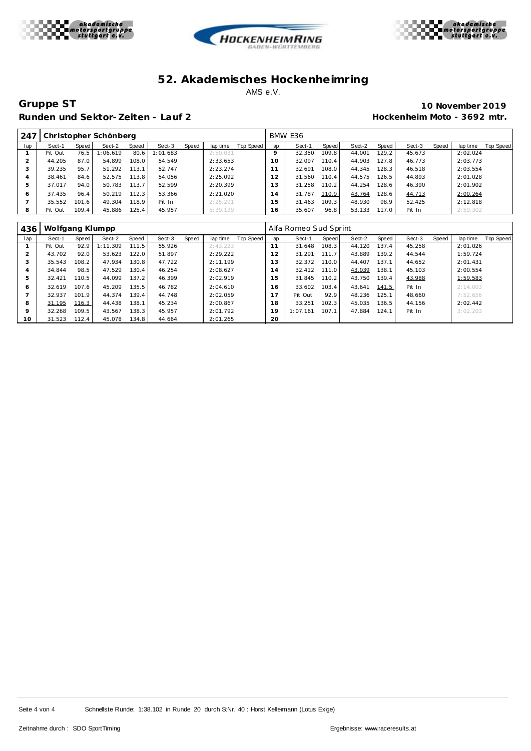# 52. Akademisches Hockenheimring

AMS e.V.

**Gruppe ST** **10 November 2019**

**Runden und Sektor-Zeiten - Lauf 2** **Hockenheim Moto - 3692 mtr.**

| 247 | Christopher Schönberg | | | | | | | | BMW E36 | | | | | | | | |
|---|---|---|---|---|---|---|---|---|---|---|---|---|---|---|---|---|---|
| lap | Sect-1 | Speed | Sect-2 | Speed | Sect-3 | Speed | lap time | Top Speed | lap | Sect-1 | Speed | Sect-2 | Speed | Sect-3 | Speed | lap time | Top Speed |
| 1 | Pit Out | 76.5 | 1:06.619 | 80.6 | 1:01.683 | | 2:50.031 | | 9 | 32.350 | 109.8 | 44.001 | 129.2 | 45.673 | | 2:02.024 | |
| 2 | 44.205 | 87.0 | 54.899 | 108.0 | 54.549 | | 2:33.653 | | 10 | 32.097 | 110.4 | 44.903 | 127.8 | 46.773 | | 2:03.773 | |
| 3 | 39.235 | 95.7 | 51.292 | 113.1 | 52.747 | | 2:23.274 | | 11 | 32.691 | 108.0 | 44.345 | 128.3 | 46.518 | | 2:03.554 | |
| 4 | 38.461 | 84.6 | 52.575 | 113.8 | 54.056 | | 2:25.092 | | 12 | 31.560 | 110.4 | 44.575 | 126.5 | 44.893 | | 2:01.028 | |
| 5 | 37.017 | 94.0 | 50.783 | 113.7 | 52.599 | | 2:20.399 | | 13 | 31.258 | 110.2 | 44.254 | 128.6 | 46.390 | | 2:01.902 | |
| 6 | 37.435 | 96.4 | 50.219 | 112.3 | 53.366 | | 2:21.020 | | 14 | 31.787 | 110.9 | 43.764 | 128.6 | 44.713 | | 2:00.264 | |
| 7 | 35.552 | 101.6 | 49.304 | 118.9 | Pit In | | 2:25.291 | | 15 | 31.463 | 109.3 | 48.930 | 98.9 | 52.425 | | 2:12.818 | |
| 8 | Pit Out | 109.4 | 45.886 | 125.4 | 45.957 | | 5:39.139 | | 16 | 35.607 | 96.8 | 53.133 | 117.0 | Pit In | | 2:59.302 | |

| 436 | Wolfgang Klumpp | | | | | | | | Alfa Romeo Sud Sprint | | | | | | | | |
|---|---|---|---|---|---|---|---|---|---|---|---|---|---|---|---|---|---|
| lap | Sect-1 | Speed | Sect-2 | Speed | Sect-3 | Speed | lap time | Top Speed | lap | Sect-1 | Speed | Sect-2 | Speed | Sect-3 | Speed | lap time | Top Speed |
| 1 | Pit Out | 92.9 | 1:11.309 | 111.5 | 55.926 | | 2:43.223 | | 11 | 31.648 | 108.3 | 44.120 | 137.4 | 45.258 | | 2:01.026 | |
| 2 | 43.702 | 92.0 | 53.623 | 122.0 | 51.897 | | 2:29.222 | | 12 | 31.291 | 111.7 | 43.889 | 139.2 | 44.544 | | 1:59.724 | |
| 3 | 35.543 | 108.2 | 47.934 | 130.8 | 47.722 | | 2:11.199 | | 13 | 32.372 | 110.0 | 44.407 | 137.1 | 44.652 | | 2:01.431 | |
| 4 | 34.844 | 98.5 | 47.529 | 130.4 | 46.254 | | 2:08.627 | | 14 | 32.412 | 111.0 | 43.039 | 138.1 | 45.103 | | 2:00.554 | |
| 5 | 32.421 | 110.5 | 44.099 | 137.2 | 46.399 | | 2:02.919 | | 15 | 31.845 | 110.2 | 43.750 | 139.4 | 43.988 | | 1:59.583 | |
| 6 | 32.619 | 107.6 | 45.209 | 135.5 | 46.782 | | 2:04.610 | | 16 | 33.602 | 103.4 | 43.641 | 141.5 | Pit In | | 2:14.003 | |
| 7 | 32.937 | 101.9 | 44.374 | 139.4 | 44.748 | | 2:02.059 | | 17 | Pit Out | 92.9 | 48.236 | 125.1 | 48.660 | | 7:52.656 | |
| 8 | 31.195 | 116.3 | 44.438 | 138.1 | 45.234 | | 2:00.867 | | 18 | 33.251 | 102.3 | 45.035 | 136.5 | 44.156 | | 2:02.442 | |
| 9 | 32.268 | 109.5 | 43.567 | 138.3 | 45.957 | | 2:01.792 | | 19 | 1:07.161 | 107.1 | 47.884 | 124.1 | Pit In | | 3:02.203 | |
| 10 | 31.523 | 112.4 | 45.078 | 134.8 | 44.664 | | 2:01.265 | | 20 | | | | | | | | |

Schnellste Runde: 1:38.102 in Runde 20 durch StNr. 40 : Horst Kellermann (Lotus Exige)

Zeitnahme durch : SDO SportTiming

Ergebnisse: www.raceresults.at